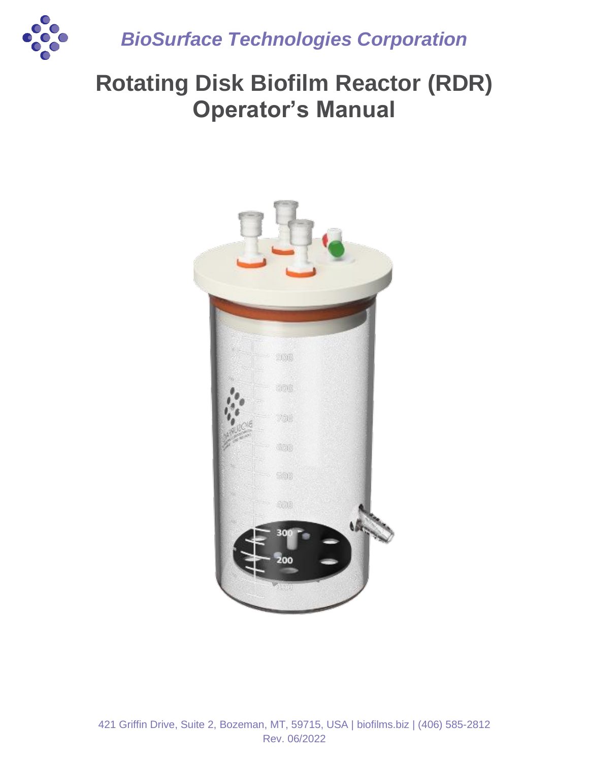*BioSurface Technologies Corporation*

# Rotating Disk Biofilm Reactor (RDR) Operator's Manual

421 Griffin Drive, Suite 2, Bozeman, MT, 59715, USA | biofilms.biz | (406) 585-2812

Rev. 06/2022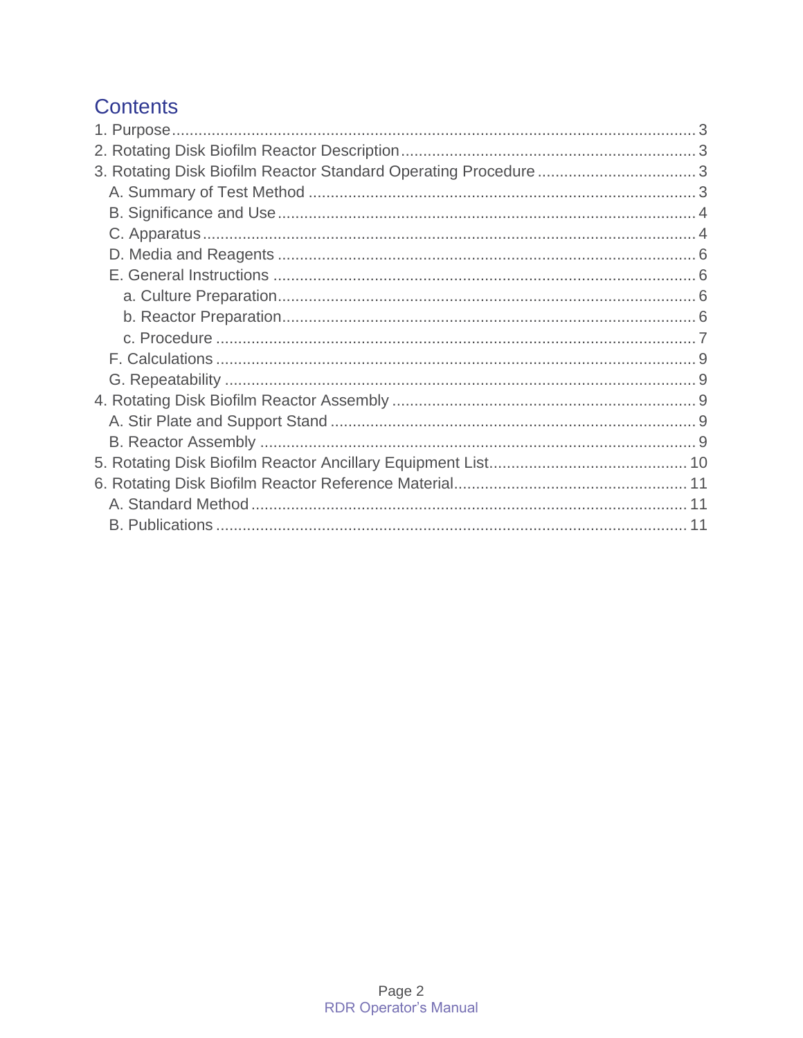## Contents

1. Purpose ........ 3
2. Rotating Disk Biofilm Reactor Description ........ 3
3. Rotating Disk Biofilm Reactor Standard Operating Procedure ........ 3
   - A. Summary of Test Method ........ 3
   - B. Significance and Use ........ 4
   - C. Apparatus ........ 4
   - D. Media and Reagents ........ 6
   - E. General Instructions ........ 6
     - a. Culture Preparation ........ 6
     - b. Reactor Preparation ........ 6
     - c. Procedure ........ 7
   - F. Calculations ........ 9
   - G. Repeatability ........ 9
4. Rotating Disk Biofilm Reactor Assembly ........ 9
   - A. Stir Plate and Support Stand ........ 9
   - B. Reactor Assembly ........ 9
5. Rotating Disk Biofilm Reactor Ancillary Equipment List ........ 10
6. Rotating Disk Biofilm Reactor Reference Material ........ 11
   - A. Standard Method ........ 11
   - B. Publications ........ 11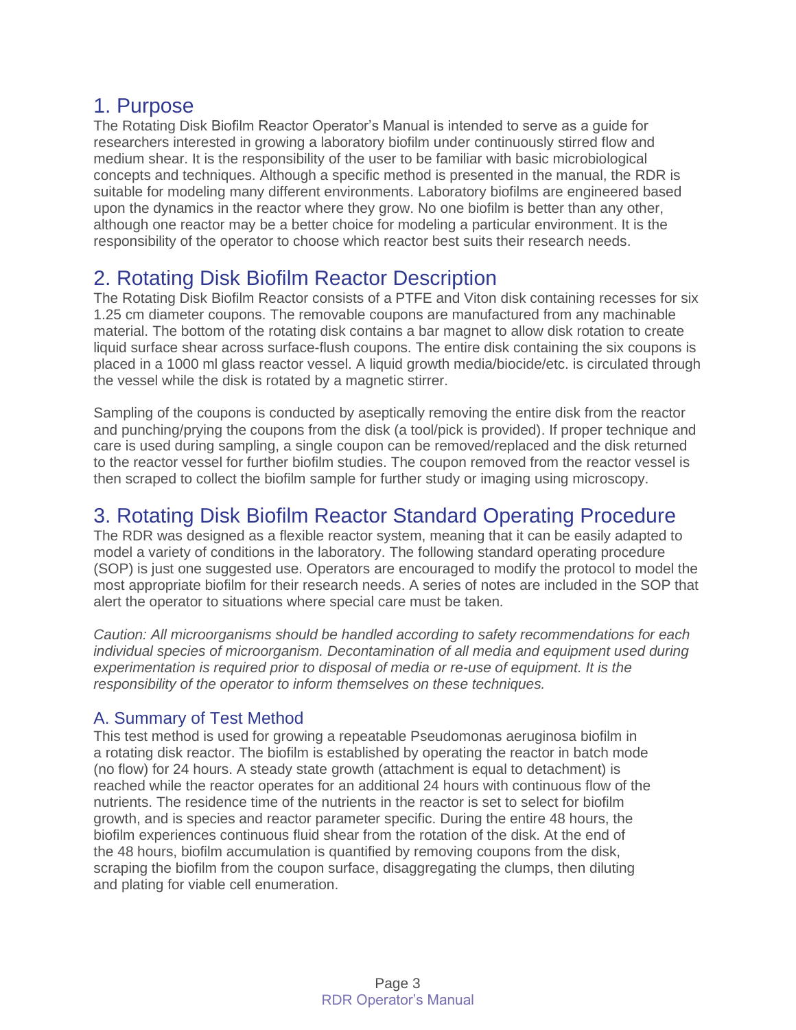## 1. Purpose

The Rotating Disk Biofilm Reactor Operator's Manual is intended to serve as a guide for researchers interested in growing a laboratory biofilm under continuously stirred flow and medium shear. It is the responsibility of the user to be familiar with basic microbiological concepts and techniques. Although a specific method is presented in the manual, the RDR is suitable for modeling many different environments. Laboratory biofilms are engineered based upon the dynamics in the reactor where they grow. No one biofilm is better than any other, although one reactor may be a better choice for modeling a particular environment. It is the responsibility of the operator to choose which reactor best suits their research needs.

## 2. Rotating Disk Biofilm Reactor Description

The Rotating Disk Biofilm Reactor consists of a PTFE and Viton disk containing recesses for six 1.25 cm diameter coupons. The removable coupons are manufactured from any machinable material. The bottom of the rotating disk contains a bar magnet to allow disk rotation to create liquid surface shear across surface-flush coupons. The entire disk containing the six coupons is placed in a 1000 ml glass reactor vessel. A liquid growth media/biocide/etc. is circulated through the vessel while the disk is rotated by a magnetic stirrer.

Sampling of the coupons is conducted by aseptically removing the entire disk from the reactor and punching/prying the coupons from the disk (a tool/pick is provided). If proper technique and care is used during sampling, a single coupon can be removed/replaced and the disk returned to the reactor vessel for further biofilm studies. The coupon removed from the reactor vessel is then scraped to collect the biofilm sample for further study or imaging using microscopy.

## 3. Rotating Disk Biofilm Reactor Standard Operating Procedure

The RDR was designed as a flexible reactor system, meaning that it can be easily adapted to model a variety of conditions in the laboratory. The following standard operating procedure (SOP) is just one suggested use. Operators are encouraged to modify the protocol to model the most appropriate biofilm for their research needs. A series of notes are included in the SOP that alert the operator to situations where special care must be taken.

*Caution: All microorganisms should be handled according to safety recommendations for each individual species of microorganism. Decontamination of all media and equipment used during experimentation is required prior to disposal of media or re-use of equipment. It is the responsibility of the operator to inform themselves on these techniques.*

### A. Summary of Test Method

This test method is used for growing a repeatable Pseudomonas aeruginosa biofilm in a rotating disk reactor. The biofilm is established by operating the reactor in batch mode (no flow) for 24 hours. A steady state growth (attachment is equal to detachment) is reached while the reactor operates for an additional 24 hours with continuous flow of the nutrients. The residence time of the nutrients in the reactor is set to select for biofilm growth, and is species and reactor parameter specific. During the entire 48 hours, the biofilm experiences continuous fluid shear from the rotation of the disk. At the end of the 48 hours, biofilm accumulation is quantified by removing coupons from the disk, scraping the biofilm from the coupon surface, disaggregating the clumps, then diluting and plating for viable cell enumeration.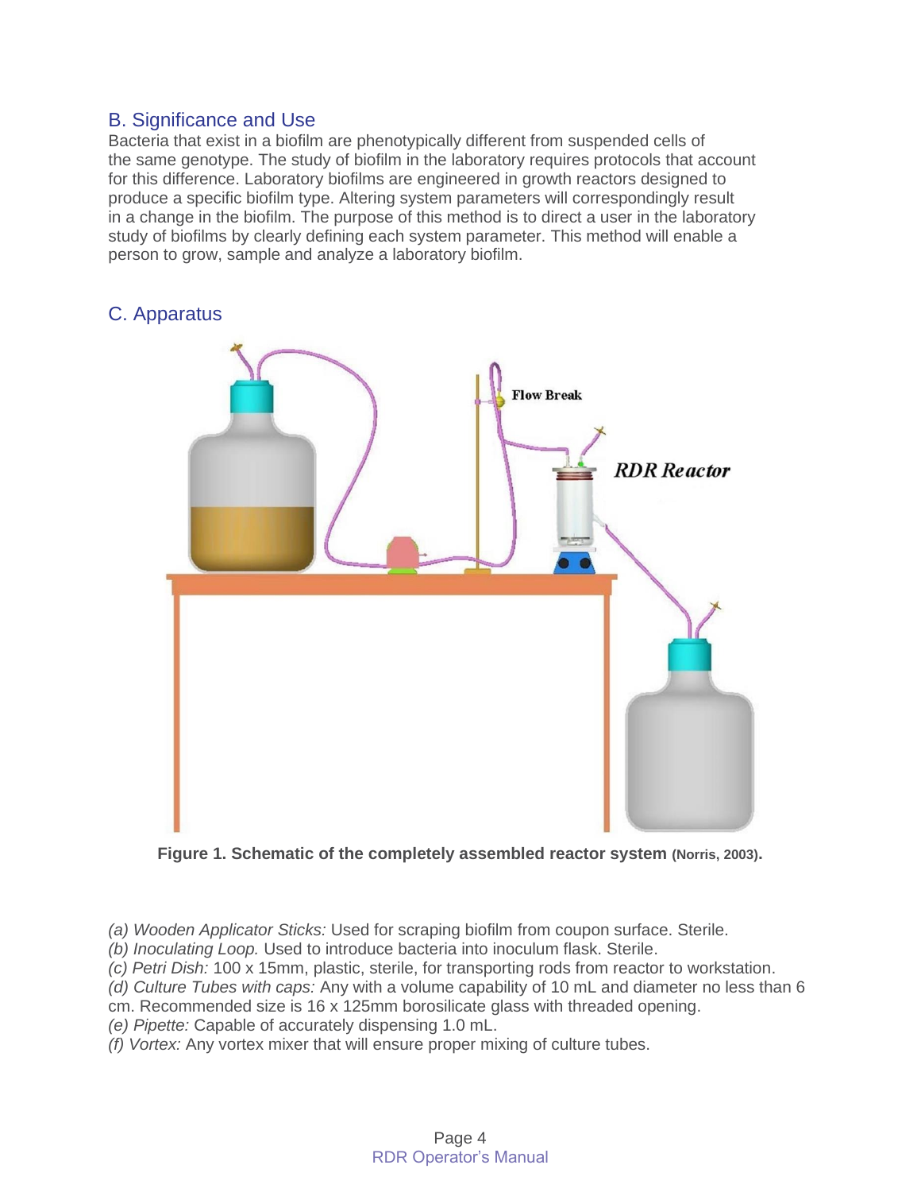## B. Significance and Use

Bacteria that exist in a biofilm are phenotypically different from suspended cells of the same genotype. The study of biofilm in the laboratory requires protocols that account for this difference. Laboratory biofilms are engineered in growth reactors designed to produce a specific biofilm type. Altering system parameters will correspondingly result in a change in the biofilm. The purpose of this method is to direct a user in the laboratory study of biofilms by clearly defining each system parameter. This method will enable a person to grow, sample and analyze a laboratory biofilm.

## C. Apparatus

**Figure 1. Schematic of the completely assembled reactor system (Norris, 2003).**

*(a) Wooden Applicator Sticks:* Used for scraping biofilm from coupon surface. Sterile.
*(b) Inoculating Loop.* Used to introduce bacteria into inoculum flask. Sterile.
*(c) Petri Dish:* 100 x 15mm, plastic, sterile, for transporting rods from reactor to workstation.
*(d) Culture Tubes with caps:* Any with a volume capability of 10 mL and diameter no less than 6 cm. Recommended size is 16 x 125mm borosilicate glass with threaded opening.
*(e) Pipette:* Capable of accurately dispensing 1.0 mL.
*(f) Vortex:* Any vortex mixer that will ensure proper mixing of culture tubes.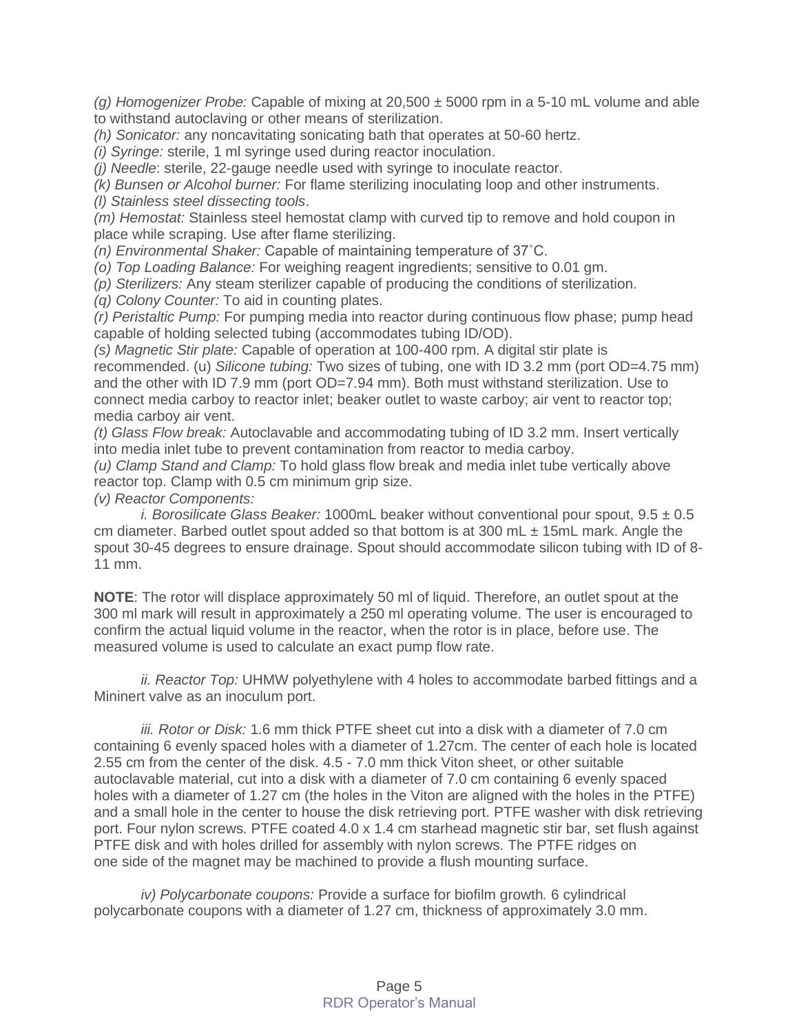*(g) Homogenizer Probe:* Capable of mixing at 20,500 ± 5000 rpm in a 5-10 mL volume and able to withstand autoclaving or other means of sterilization.

*(h) Sonicator:* any noncavitating sonicating bath that operates at 50-60 hertz.

*(i) Syringe:* sterile, 1 ml syringe used during reactor inoculation.

*(j) Needle*: sterile, 22-gauge needle used with syringe to inoculate reactor.

*(k) Bunsen or Alcohol burner:* For flame sterilizing inoculating loop and other instruments.

*(l) Stainless steel dissecting tools*.

*(m) Hemostat:* Stainless steel hemostat clamp with curved tip to remove and hold coupon in place while scraping. Use after flame sterilizing.

*(n) Environmental Shaker:* Capable of maintaining temperature of 37˚C.

*(o) Top Loading Balance:* For weighing reagent ingredients; sensitive to 0.01 gm.

*(p) Sterilizers:* Any steam sterilizer capable of producing the conditions of sterilization.

*(q) Colony Counter:* To aid in counting plates.

*(r) Peristaltic Pump:* For pumping media into reactor during continuous flow phase; pump head capable of holding selected tubing (accommodates tubing ID/OD).

*(s) Magnetic Stir plate:* Capable of operation at 100-400 rpm. A digital stir plate is recommended. (u) *Silicone tubing:* Two sizes of tubing, one with ID 3.2 mm (port OD=4.75 mm) and the other with ID 7.9 mm (port OD=7.94 mm). Both must withstand sterilization. Use to connect media carboy to reactor inlet; beaker outlet to waste carboy; air vent to reactor top; media carboy air vent.

*(t) Glass Flow break:* Autoclavable and accommodating tubing of ID 3.2 mm. Insert vertically into media inlet tube to prevent contamination from reactor to media carboy.

*(u) Clamp Stand and Clamp:* To hold glass flow break and media inlet tube vertically above reactor top. Clamp with 0.5 cm minimum grip size.

*(v) Reactor Components:*

*i. Borosilicate Glass Beaker:* 1000mL beaker without conventional pour spout, 9.5 ± 0.5 cm diameter. Barbed outlet spout added so that bottom is at 300 mL ± 15mL mark. Angle the spout 30-45 degrees to ensure drainage. Spout should accommodate silicon tubing with ID of 8-11 mm.

**NOTE**: The rotor will displace approximately 50 ml of liquid. Therefore, an outlet spout at the 300 ml mark will result in approximately a 250 ml operating volume. The user is encouraged to confirm the actual liquid volume in the reactor, when the rotor is in place, before use. The measured volume is used to calculate an exact pump flow rate.

*ii. Reactor Top:* UHMW polyethylene with 4 holes to accommodate barbed fittings and a Mininert valve as an inoculum port.

*iii. Rotor or Disk:* 1.6 mm thick PTFE sheet cut into a disk with a diameter of 7.0 cm containing 6 evenly spaced holes with a diameter of 1.27cm. The center of each hole is located 2.55 cm from the center of the disk. 4.5 - 7.0 mm thick Viton sheet, or other suitable autoclavable material, cut into a disk with a diameter of 7.0 cm containing 6 evenly spaced holes with a diameter of 1.27 cm (the holes in the Viton are aligned with the holes in the PTFE) and a small hole in the center to house the disk retrieving port. PTFE washer with disk retrieving port. Four nylon screws. PTFE coated 4.0 x 1.4 cm starhead magnetic stir bar, set flush against PTFE disk and with holes drilled for assembly with nylon screws. The PTFE ridges on one side of the magnet may be machined to provide a flush mounting surface.

*iv) Polycarbonate coupons:* Provide a surface for biofilm growth. 6 cylindrical polycarbonate coupons with a diameter of 1.27 cm, thickness of approximately 3.0 mm.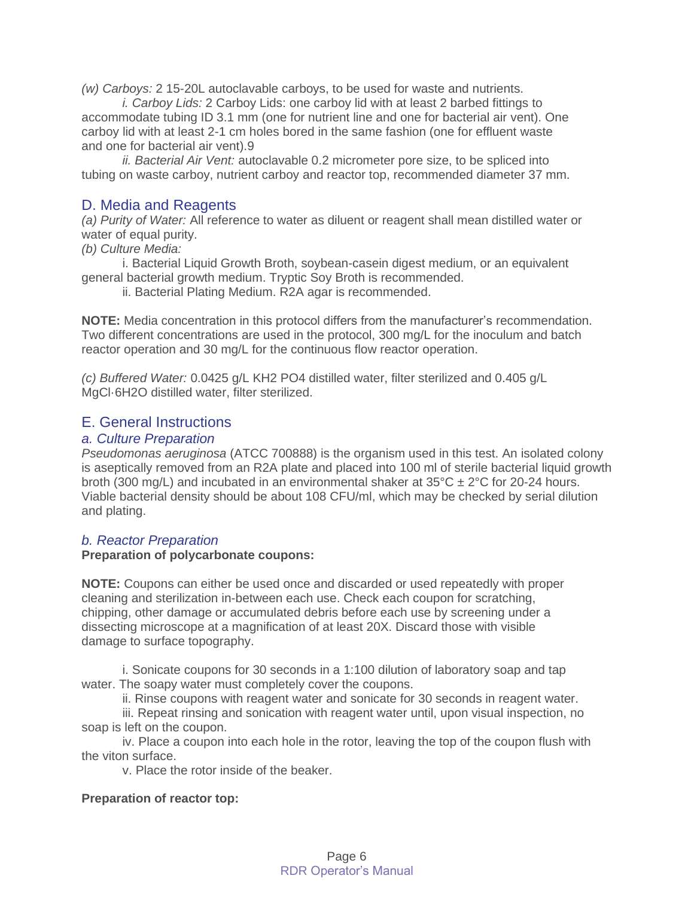*(w) Carboys:* 2 15-20L autoclavable carboys, to be used for waste and nutrients.

*i. Carboy Lids:* 2 Carboy Lids: one carboy lid with at least 2 barbed fittings to accommodate tubing ID 3.1 mm (one for nutrient line and one for bacterial air vent). One carboy lid with at least 2-1 cm holes bored in the same fashion (one for effluent waste and one for bacterial air vent).9

*ii. Bacterial Air Vent:* autoclavable 0.2 micrometer pore size, to be spliced into tubing on waste carboy, nutrient carboy and reactor top, recommended diameter 37 mm.

## D. Media and Reagents

*(a) Purity of Water:* All reference to water as diluent or reagent shall mean distilled water or water of equal purity.

*(b) Culture Media:*

i. Bacterial Liquid Growth Broth, soybean-casein digest medium, or an equivalent general bacterial growth medium. Tryptic Soy Broth is recommended.

ii. Bacterial Plating Medium. R2A agar is recommended.

**NOTE:** Media concentration in this protocol differs from the manufacturer's recommendation. Two different concentrations are used in the protocol, 300 mg/L for the inoculum and batch reactor operation and 30 mg/L for the continuous flow reactor operation.

*(c) Buffered Water:* 0.0425 g/L $KH_2PO_4$ distilled water, filter sterilized and 0.405 g/L $MgCl \cdot 6H_2O$ distilled water, filter sterilized.

## E. General Instructions

### a. Culture Preparation

*Pseudomonas aeruginosa* (ATCC 700888) is the organism used in this test. An isolated colony is aseptically removed from an R2A plate and placed into 100 ml of sterile bacterial liquid growth broth (300 mg/L) and incubated in an environmental shaker at 35°C ± 2°C for 20-24 hours. Viable bacterial density should be about $10^8$ CFU/ml, which may be checked by serial dilution and plating.

### b. Reactor Preparation

**Preparation of polycarbonate coupons:**

**NOTE:** Coupons can either be used once and discarded or used repeatedly with proper cleaning and sterilization in-between each use. Check each coupon for scratching, chipping, other damage or accumulated debris before each use by screening under a dissecting microscope at a magnification of at least 20X. Discard those with visible damage to surface topography.

i. Sonicate coupons for 30 seconds in a 1:100 dilution of laboratory soap and tap water. The soapy water must completely cover the coupons.

ii. Rinse coupons with reagent water and sonicate for 30 seconds in reagent water.

iii. Repeat rinsing and sonication with reagent water until, upon visual inspection, no soap is left on the coupon.

iv. Place a coupon into each hole in the rotor, leaving the top of the coupon flush with the viton surface.

v. Place the rotor inside of the beaker.

**Preparation of reactor top:**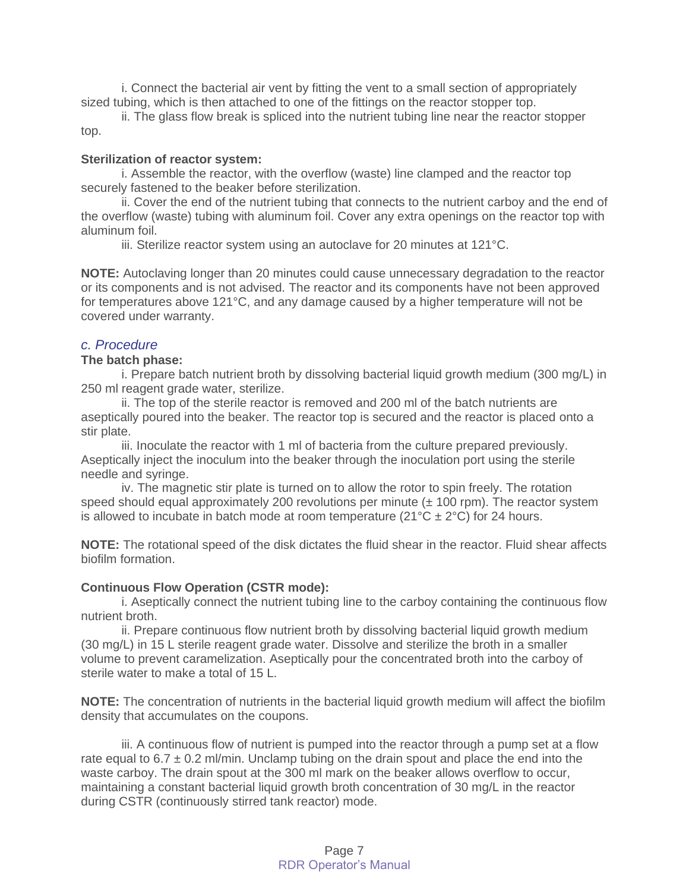i. Connect the bacterial air vent by fitting the vent to a small section of appropriately sized tubing, which is then attached to one of the fittings on the reactor stopper top.

ii. The glass flow break is spliced into the nutrient tubing line near the reactor stopper top.

**Sterilization of reactor system:**

i. Assemble the reactor, with the overflow (waste) line clamped and the reactor top securely fastened to the beaker before sterilization.

ii. Cover the end of the nutrient tubing that connects to the nutrient carboy and the end of the overflow (waste) tubing with aluminum foil. Cover any extra openings on the reactor top with aluminum foil.

iii. Sterilize reactor system using an autoclave for 20 minutes at 121°C.

**NOTE:** Autoclaving longer than 20 minutes could cause unnecessary degradation to the reactor or its components and is not advised. The reactor and its components have not been approved for temperatures above 121°C, and any damage caused by a higher temperature will not be covered under warranty.

### *c. Procedure*

**The batch phase:**

i. Prepare batch nutrient broth by dissolving bacterial liquid growth medium (300 mg/L) in 250 ml reagent grade water, sterilize.

ii. The top of the sterile reactor is removed and 200 ml of the batch nutrients are aseptically poured into the beaker. The reactor top is secured and the reactor is placed onto a stir plate.

iii. Inoculate the reactor with 1 ml of bacteria from the culture prepared previously. Aseptically inject the inoculum into the beaker through the inoculation port using the sterile needle and syringe.

iv. The magnetic stir plate is turned on to allow the rotor to spin freely. The rotation speed should equal approximately 200 revolutions per minute (± 100 rpm). The reactor system is allowed to incubate in batch mode at room temperature (21°C ± 2°C) for 24 hours.

**NOTE:** The rotational speed of the disk dictates the fluid shear in the reactor. Fluid shear affects biofilm formation.

**Continuous Flow Operation (CSTR mode):**

i. Aseptically connect the nutrient tubing line to the carboy containing the continuous flow nutrient broth.

ii. Prepare continuous flow nutrient broth by dissolving bacterial liquid growth medium (30 mg/L) in 15 L sterile reagent grade water. Dissolve and sterilize the broth in a smaller volume to prevent caramelization. Aseptically pour the concentrated broth into the carboy of sterile water to make a total of 15 L.

**NOTE:** The concentration of nutrients in the bacterial liquid growth medium will affect the biofilm density that accumulates on the coupons.

iii. A continuous flow of nutrient is pumped into the reactor through a pump set at a flow rate equal to 6.7 ± 0.2 ml/min. Unclamp tubing on the drain spout and place the end into the waste carboy. The drain spout at the 300 ml mark on the beaker allows overflow to occur, maintaining a constant bacterial liquid growth broth concentration of 30 mg/L in the reactor during CSTR (continuously stirred tank reactor) mode.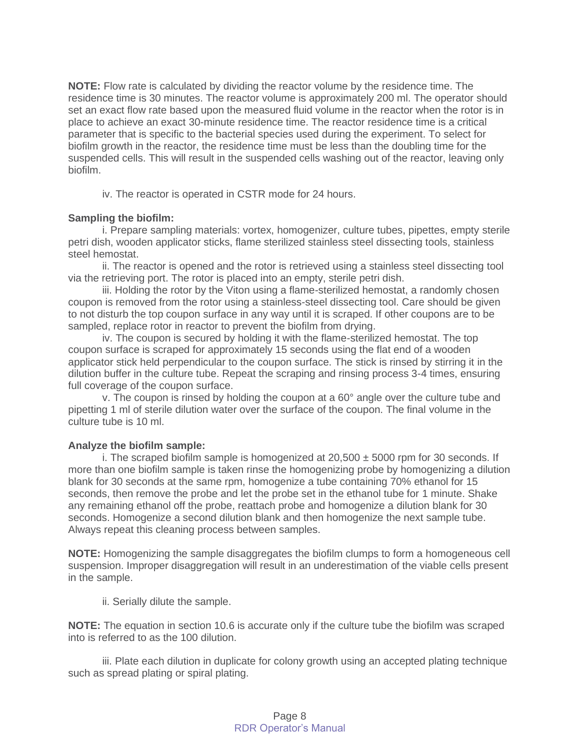**NOTE:** Flow rate is calculated by dividing the reactor volume by the residence time. The residence time is 30 minutes. The reactor volume is approximately 200 ml. The operator should set an exact flow rate based upon the measured fluid volume in the reactor when the rotor is in place to achieve an exact 30-minute residence time. The reactor residence time is a critical parameter that is specific to the bacterial species used during the experiment. To select for biofilm growth in the reactor, the residence time must be less than the doubling time for the suspended cells. This will result in the suspended cells washing out of the reactor, leaving only biofilm.

iv. The reactor is operated in CSTR mode for 24 hours.

**Sampling the biofilm:**

i. Prepare sampling materials: vortex, homogenizer, culture tubes, pipettes, empty sterile petri dish, wooden applicator sticks, flame sterilized stainless steel dissecting tools, stainless steel hemostat.

ii. The reactor is opened and the rotor is retrieved using a stainless steel dissecting tool via the retrieving port. The rotor is placed into an empty, sterile petri dish.

iii. Holding the rotor by the Viton using a flame-sterilized hemostat, a randomly chosen coupon is removed from the rotor using a stainless-steel dissecting tool. Care should be given to not disturb the top coupon surface in any way until it is scraped. If other coupons are to be sampled, replace rotor in reactor to prevent the biofilm from drying.

iv. The coupon is secured by holding it with the flame-sterilized hemostat. The top coupon surface is scraped for approximately 15 seconds using the flat end of a wooden applicator stick held perpendicular to the coupon surface. The stick is rinsed by stirring it in the dilution buffer in the culture tube. Repeat the scraping and rinsing process 3-4 times, ensuring full coverage of the coupon surface.

v. The coupon is rinsed by holding the coupon at a 60° angle over the culture tube and pipetting 1 ml of sterile dilution water over the surface of the coupon. The final volume in the culture tube is 10 ml.

**Analyze the biofilm sample:**

i. The scraped biofilm sample is homogenized at 20,500 ± 5000 rpm for 30 seconds. If more than one biofilm sample is taken rinse the homogenizing probe by homogenizing a dilution blank for 30 seconds at the same rpm, homogenize a tube containing 70% ethanol for 15 seconds, then remove the probe and let the probe set in the ethanol tube for 1 minute. Shake any remaining ethanol off the probe, reattach probe and homogenize a dilution blank for 30 seconds. Homogenize a second dilution blank and then homogenize the next sample tube. Always repeat this cleaning process between samples.

**NOTE:** Homogenizing the sample disaggregates the biofilm clumps to form a homogeneous cell suspension. Improper disaggregation will result in an underestimation of the viable cells present in the sample.

ii. Serially dilute the sample.

**NOTE:** The equation in section 10.6 is accurate only if the culture tube the biofilm was scraped into is referred to as the $10^0$ dilution.

iii. Plate each dilution in duplicate for colony growth using an accepted plating technique such as spread plating or spiral plating.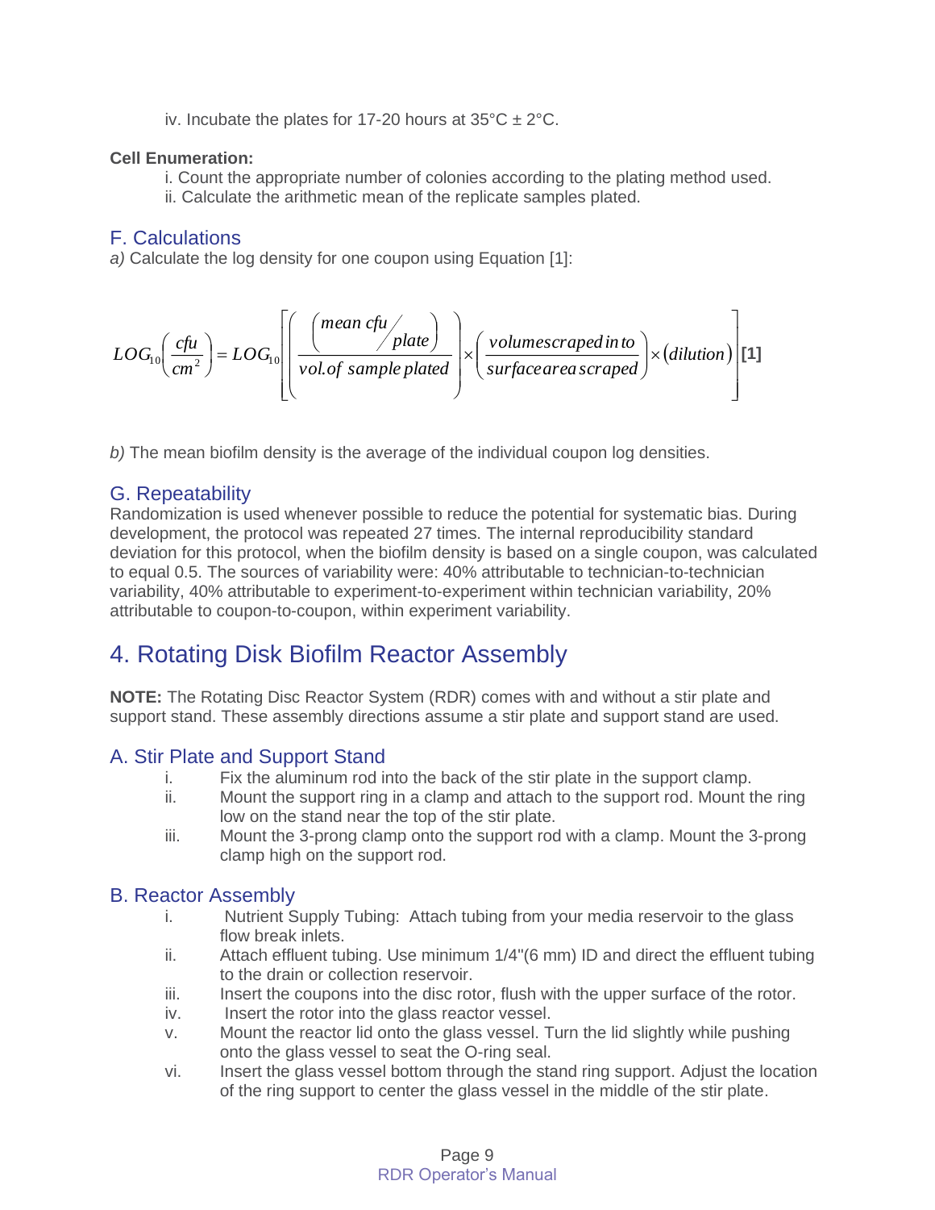iv. Incubate the plates for 17-20 hours at 35°C ± 2°C.

**Cell Enumeration:**

i. Count the appropriate number of colonies according to the plating method used.
ii. Calculate the arithmetic mean of the replicate samples plated.

## F. Calculations

*a)* Calculate the log density for one coupon using Equation [1]:

$$LOG_{10}\left(\frac{cfu}{cm^2}\right) = LOG_{10}\left[\left(\frac{\left(mean\ cfu/plate\right)}{vol.of\ sample\ plated}\right) \times \left(\frac{volume\,scraped\,in\,to}{surface\,area\,scraped}\right) \times (dilution)\right] \textbf{[1]}$$

*b)* The mean biofilm density is the average of the individual coupon log densities.

## G. Repeatability

Randomization is used whenever possible to reduce the potential for systematic bias. During development, the protocol was repeated 27 times. The internal reproducibility standard deviation for this protocol, when the biofilm density is based on a single coupon, was calculated to equal 0.5. The sources of variability were: 40% attributable to technician-to-technician variability, 40% attributable to experiment-to-experiment within technician variability, 20% attributable to coupon-to-coupon, within experiment variability.

# 4. Rotating Disk Biofilm Reactor Assembly

**NOTE:** The Rotating Disc Reactor System (RDR) comes with and without a stir plate and support stand. These assembly directions assume a stir plate and support stand are used.

## A. Stir Plate and Support Stand

i. Fix the aluminum rod into the back of the stir plate in the support clamp.
ii. Mount the support ring in a clamp and attach to the support rod. Mount the ring low on the stand near the top of the stir plate.
iii. Mount the 3-prong clamp onto the support rod with a clamp. Mount the 3-prong clamp high on the support rod.

## B. Reactor Assembly

i. Nutrient Supply Tubing: Attach tubing from your media reservoir to the glass flow break inlets.
ii. Attach effluent tubing. Use minimum 1/4"(6 mm) ID and direct the effluent tubing to the drain or collection reservoir.
iii. Insert the coupons into the disc rotor, flush with the upper surface of the rotor.
iv. Insert the rotor into the glass reactor vessel.
v. Mount the reactor lid onto the glass vessel. Turn the lid slightly while pushing onto the glass vessel to seat the O-ring seal.
vi. Insert the glass vessel bottom through the stand ring support. Adjust the location of the ring support to center the glass vessel in the middle of the stir plate.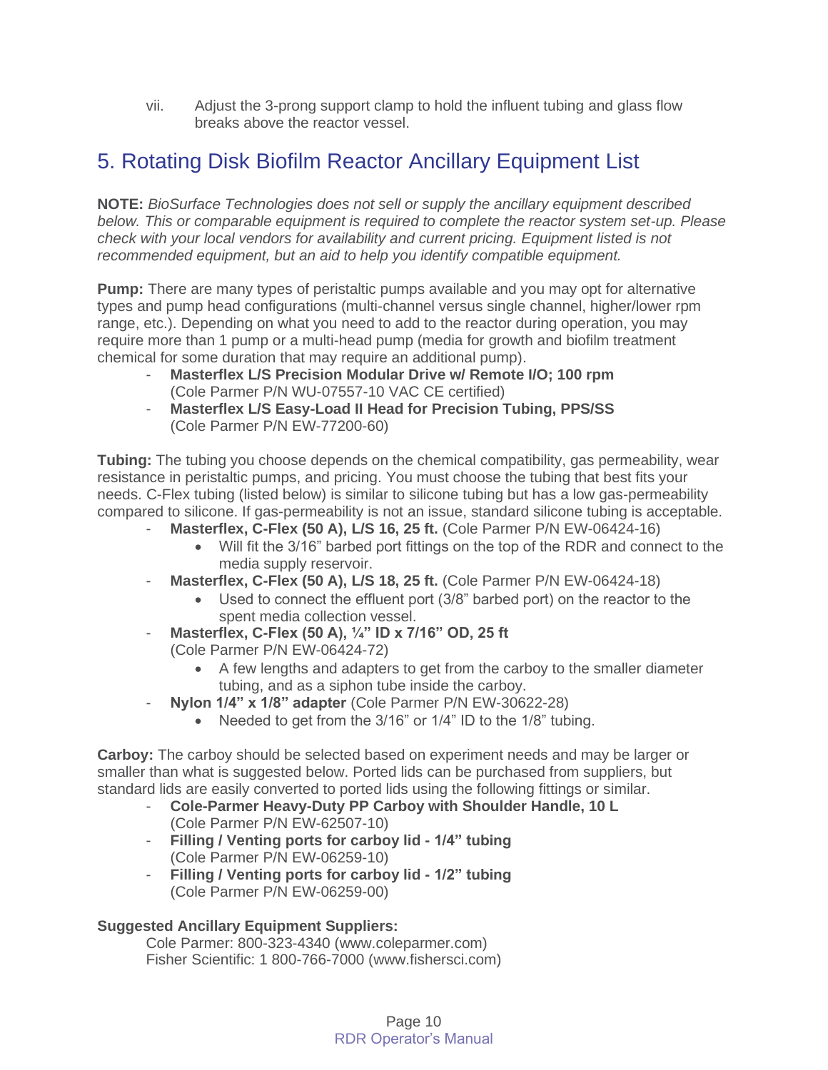vii. Adjust the 3-prong support clamp to hold the influent tubing and glass flow breaks above the reactor vessel.

## 5. Rotating Disk Biofilm Reactor Ancillary Equipment List

**NOTE:** *BioSurface Technologies does not sell or supply the ancillary equipment described below. This or comparable equipment is required to complete the reactor system set-up. Please check with your local vendors for availability and current pricing. Equipment listed is not recommended equipment, but an aid to help you identify compatible equipment.*

**Pump:** There are many types of peristaltic pumps available and you may opt for alternative types and pump head configurations (multi-channel versus single channel, higher/lower rpm range, etc.). Depending on what you need to add to the reactor during operation, you may require more than 1 pump or a multi-head pump (media for growth and biofilm treatment chemical for some duration that may require an additional pump).

- **Masterflex L/S Precision Modular Drive w/ Remote I/O; 100 rpm** (Cole Parmer P/N WU-07557-10 VAC CE certified)
- **Masterflex L/S Easy-Load II Head for Precision Tubing, PPS/SS** (Cole Parmer P/N EW-77200-60)

**Tubing:** The tubing you choose depends on the chemical compatibility, gas permeability, wear resistance in peristaltic pumps, and pricing. You must choose the tubing that best fits your needs. C-Flex tubing (listed below) is similar to silicone tubing but has a low gas-permeability compared to silicone. If gas-permeability is not an issue, standard silicone tubing is acceptable.

- **Masterflex, C-Flex (50 A), L/S 16, 25 ft.** (Cole Parmer P/N EW-06424-16)
  - Will fit the 3/16" barbed port fittings on the top of the RDR and connect to the media supply reservoir.
- **Masterflex, C-Flex (50 A), L/S 18, 25 ft.** (Cole Parmer P/N EW-06424-18)
  - Used to connect the effluent port (3/8" barbed port) on the reactor to the spent media collection vessel.
- **Masterflex, C-Flex (50 A), ¼" ID x 7/16" OD, 25 ft** (Cole Parmer P/N EW-06424-72)
  - A few lengths and adapters to get from the carboy to the smaller diameter tubing, and as a siphon tube inside the carboy.
- **Nylon 1/4" x 1/8" adapter** (Cole Parmer P/N EW-30622-28)
  - Needed to get from the 3/16" or 1/4" ID to the 1/8" tubing.

**Carboy:** The carboy should be selected based on experiment needs and may be larger or smaller than what is suggested below. Ported lids can be purchased from suppliers, but standard lids are easily converted to ported lids using the following fittings or similar.

- **Cole-Parmer Heavy-Duty PP Carboy with Shoulder Handle, 10 L** (Cole Parmer P/N EW-62507-10)
- **Filling / Venting ports for carboy lid - 1/4" tubing** (Cole Parmer P/N EW-06259-10)
- **Filling / Venting ports for carboy lid - 1/2" tubing** (Cole Parmer P/N EW-06259-00)

**Suggested Ancillary Equipment Suppliers:**

Cole Parmer: 800-323-4340 (www.coleparmer.com)
Fisher Scientific: 1 800-766-7000 (www.fishersci.com)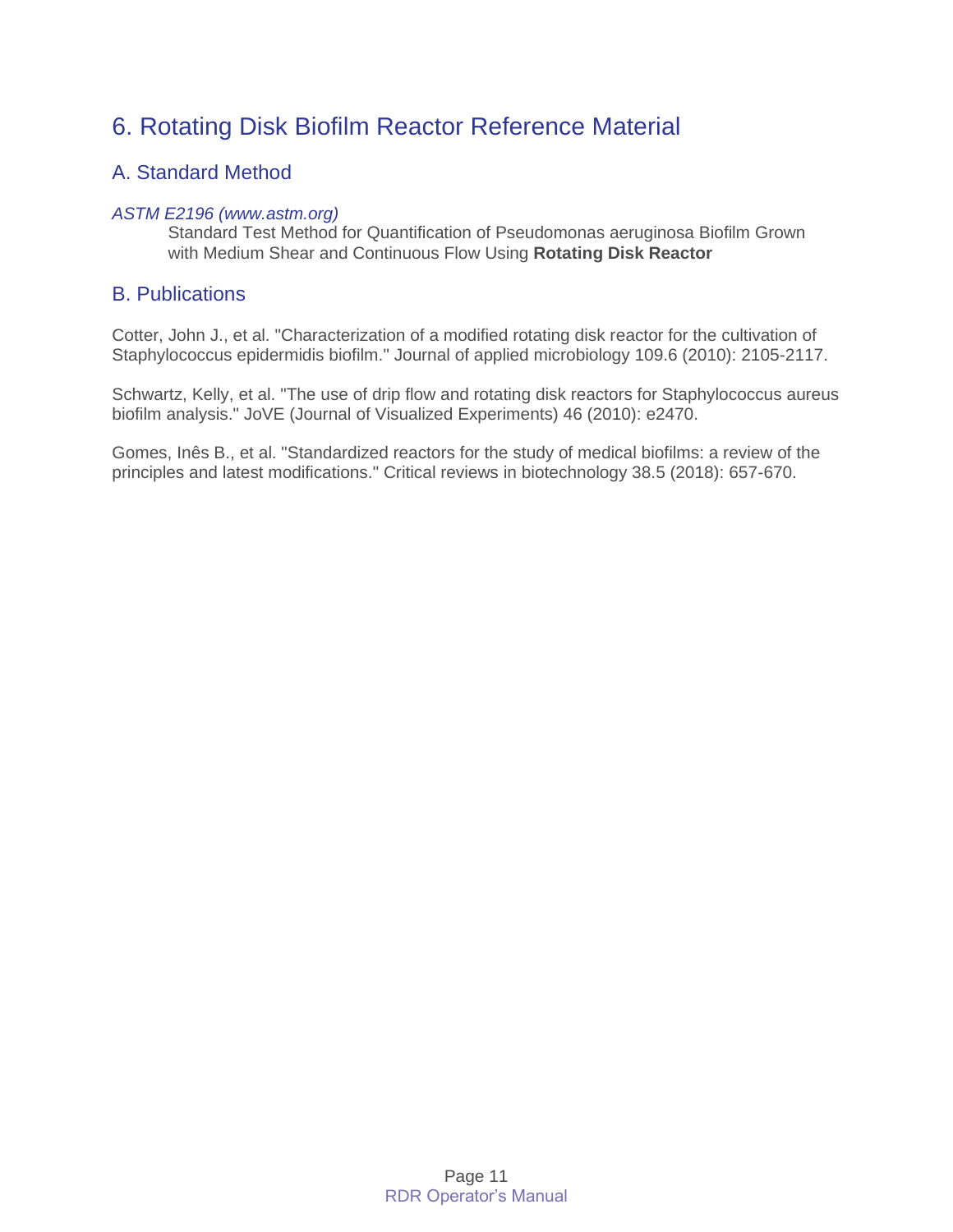# 6. Rotating Disk Biofilm Reactor Reference Material

## A. Standard Method

*ASTM E2196 (www.astm.org)*

Standard Test Method for Quantification of Pseudomonas aeruginosa Biofilm Grown with Medium Shear and Continuous Flow Using **Rotating Disk Reactor**

## B. Publications

Cotter, John J., et al. "Characterization of a modified rotating disk reactor for the cultivation of Staphylococcus epidermidis biofilm." Journal of applied microbiology 109.6 (2010): 2105-2117.

Schwartz, Kelly, et al. "The use of drip flow and rotating disk reactors for Staphylococcus aureus biofilm analysis." JoVE (Journal of Visualized Experiments) 46 (2010): e2470.

Gomes, Inês B., et al. "Standardized reactors for the study of medical biofilms: a review of the principles and latest modifications." Critical reviews in biotechnology 38.5 (2018): 657-670.